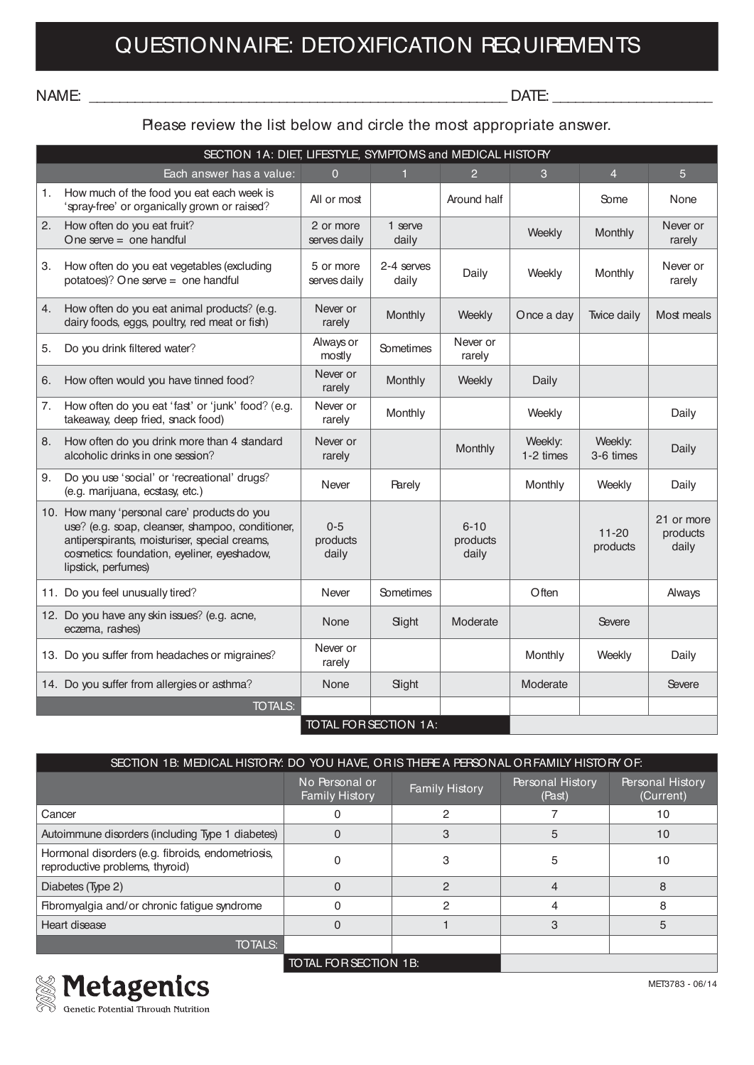# QUESTIONNAIRE: DETOXIFICATION REQUIREMENTS

NAME: ______________________________________________ DATE: ____________________

Please review the list below and circle the most appropriate answer.

| SECTION 1A: DIET, LIFESTYLE, SYMPTOMS and MEDICAL HISTORY | | | | | | |
|---|---|---|---|---|---|---|
| Each answer has a value: | 0 | 1 | 2 | 3 | 4 | 5 |
| 1. How much of the food you eat each week is 'spray-free' or organically grown or raised? | All or most | | Around half | | Some | None |
| 2. How often do you eat fruit? One serve = one handful | 2 or more serves daily | 1 serve daily | | Weekly | Monthly | Never or rarely |
| 3. How often do you eat vegetables (excluding potatoes)? One serve = one handful | 5 or more serves daily | 2-4 serves daily | Daily | Weekly | Monthly | Never or rarely |
| 4. How often do you eat animal products? (e.g. dairy foods, eggs, poultry, red meat or fish) | Never or rarely | Monthly | Weekly | Once a day | Twice daily | Most meals |
| 5. Do you drink filtered water? | Always or mostly | Sometimes | Never or rarely | | | |
| 6. How often would you have tinned food? | Never or rarely | Monthly | Weekly | Daily | | |
| 7. How often do you eat 'fast' or 'junk' food? (e.g. takeaway, deep fried, snack food) | Never or rarely | Monthly | | Weekly | | Daily |
| 8. How often do you drink more than 4 standard alcoholic drinks in one session? | Never or rarely | | Monthly | Weekly: 1-2 times | Weekly: 3-6 times | Daily |
| 9. Do you use 'social' or 'recreational' drugs? (e.g. marijuana, ecstasy, etc.) | Never | Rarely | | Monthly | Weekly | Daily |
| 10. How many 'personal care' products do you use? (e.g. soap, cleanser, shampoo, conditioner, antiperspirants, moisturiser, special creams, cosmetics: foundation, eyeliner, eyeshadow, lipstick, perfumes) | 0-5 products daily | | 6-10 products daily | | 11-20 products | 21 or more products daily |
| 11. Do you feel unusually tired? | Never | Sometimes | | Often | | Always |
| 12. Do you have any skin issues? (e.g. acne, eczema, rashes) | None | Slight | Moderate | | Severe | |
| 13. Do you suffer from headaches or migraines? | Never or rarely | | | Monthly | Weekly | Daily |
| 14. Do you suffer from allergies or asthma? | None | Slight | | Moderate | | Severe |
| TOTALS: | | | | | | |
| | TOTAL FOR SECTION 1A: | | | | | |

| SECTION 1B: MEDICAL HISTORY: DO YOU HAVE, OR IS THERE A PERSONAL OR FAMILY HISTORY OF: | | | | |
|---|---|---|---|---|
| | No Personal or Family History | Family History | Personal History (Past) | Personal History (Current) |
| Cancer | 0 | 2 | 7 | 10 |
| Autoimmune disorders (including Type 1 diabetes) | 0 | 3 | 5 | 10 |
| Hormonal disorders (e.g. fibroids, endometriosis, reproductive problems, thyroid) | 0 | 3 | 5 | 10 |
| Diabetes (Type 2) | 0 | 2 | 4 | 8 |
| Fibromyalgia and/or chronic fatigue syndrome | 0 | 2 | 4 | 8 |
| Heart disease | 0 | 1 | 3 | 5 |
| TOTALS: | | | | |
| | TOTAL FOR SECTION 1B: | | | |

Metagenics
Genetic Potential Through Nutrition

MET3783 - 06/14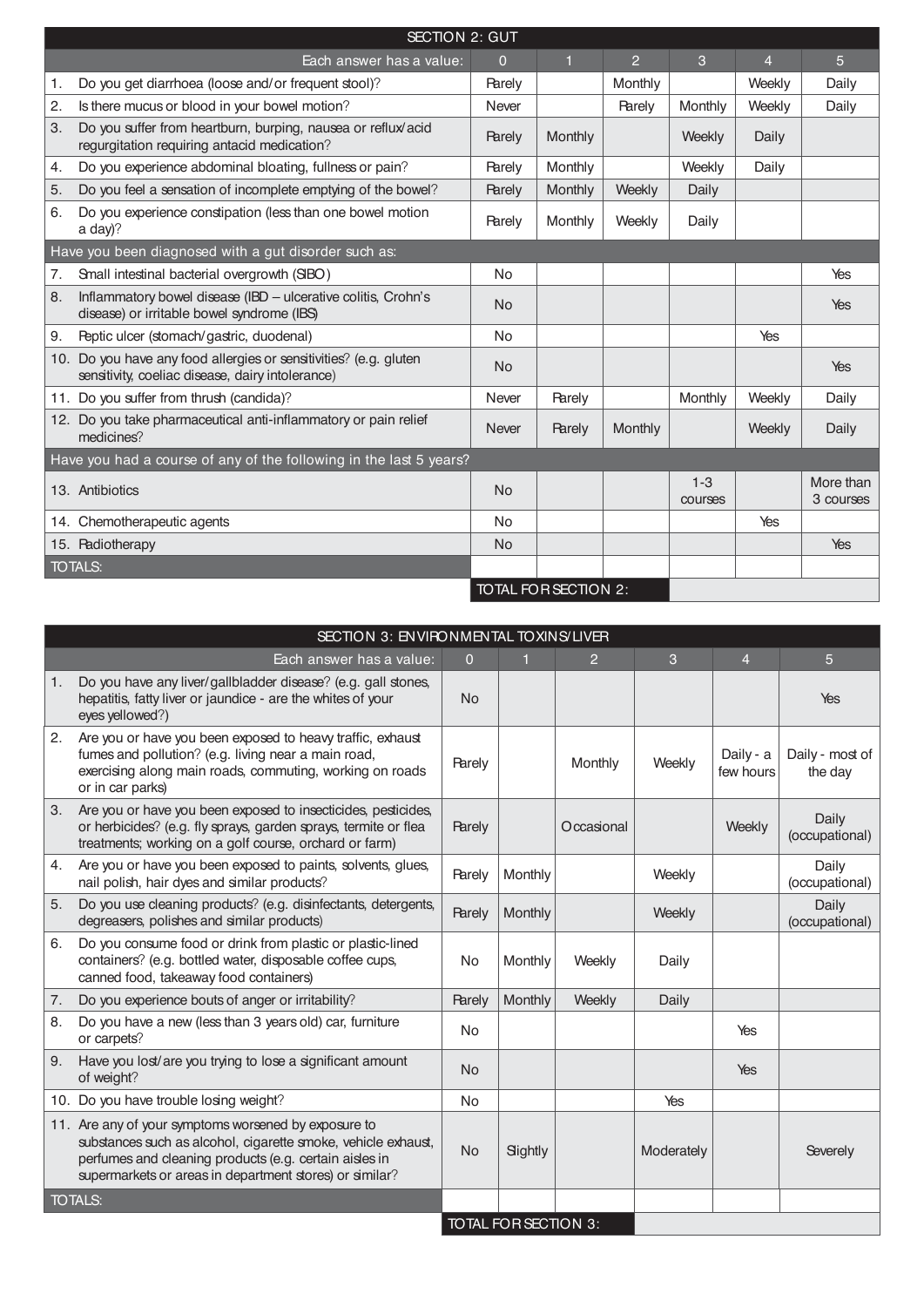## SECTION 2: GUT

| Each answer has a value: | 0 | 1 | 2 | 3 | 4 | 5 |
|---|---|---|---|---|---|---|
| 1. Do you get diarrhoea (loose and/or frequent stool)? | Rarely | | Monthly | | Weekly | Daily |
| 2. Is there mucus or blood in your bowel motion? | Never | | Rarely | Monthly | Weekly | Daily |
| 3. Do you suffer from heartburn, burping, nausea or reflux/acid regurgitation requiring antacid medication? | Rarely | Monthly | | Weekly | Daily | |
| 4. Do you experience abdominal bloating, fullness or pain? | Rarely | Monthly | | Weekly | Daily | |
| 5. Do you feel a sensation of incomplete emptying of the bowel? | Rarely | Monthly | Weekly | Daily | | |
| 6. Do you experience constipation (less than one bowel motion a day)? | Rarely | Monthly | Weekly | Daily | | |
| **Have you been diagnosed with a gut disorder such as:** | | | | | | |
| 7. Small intestinal bacterial overgrowth (SIBO) | No | | | | | Yes |
| 8. Inflammatory bowel disease (IBD – ulcerative colitis, Crohn's disease) or irritable bowel syndrome (IBS) | No | | | | | Yes |
| 9. Peptic ulcer (stomach/gastric, duodenal) | No | | | | Yes | |
| 10. Do you have any food allergies or sensitivities? (e.g. gluten sensitivity, coeliac disease, dairy intolerance) | No | | | | | Yes |
| 11. Do you suffer from thrush (candida)? | Never | Rarely | | Monthly | Weekly | Daily |
| 12. Do you take pharmaceutical anti-inflammatory or pain relief medicines? | Never | Rarely | Monthly | | Weekly | Daily |
| **Have you had a course of any of the following in the last 5 years?** | | | | | | |
| 13. Antibiotics | No | | | 1-3 courses | | More than 3 courses |
| 14. Chemotherapeutic agents | No | | | | Yes | |
| 15. Radiotherapy | No | | | | | Yes |
| TOTALS: | | | | | | |
| | TOTAL FOR SECTION 2: | | | | | |

## SECTION 3: ENVIRONMENTAL TOXINS/LIVER

| Each answer has a value: | 0 | 1 | 2 | 3 | 4 | 5 |
|---|---|---|---|---|---|---|
| 1. Do you have any liver/gallbladder disease? (e.g. gall stones, hepatitis, fatty liver or jaundice - are the whites of your eyes yellowed?) | No | | | | | Yes |
| 2. Are you or have you been exposed to heavy traffic, exhaust fumes and pollution? (e.g. living near a main road, exercising along main roads, commuting, working on roads or in car parks) | Rarely | | Monthly | Weekly | Daily - a few hours | Daily - most of the day |
| 3. Are you or have you been exposed to insecticides, pesticides, or herbicides? (e.g. fly sprays, garden sprays, termite or flea treatments; working on a golf course, orchard or farm) | Rarely | | Occasional | | Weekly | Daily (occupational) |
| 4. Are you or have you been exposed to paints, solvents, glues, nail polish, hair dyes and similar products? | Rarely | Monthly | | Weekly | | Daily (occupational) |
| 5. Do you use cleaning products? (e.g. disinfectants, detergents, degreasers, polishes and similar products) | Rarely | Monthly | | Weekly | | Daily (occupational) |
| 6. Do you consume food or drink from plastic or plastic-lined containers? (e.g. bottled water, disposable coffee cups, canned food, takeaway food containers) | No | Monthly | Weekly | Daily | | |
| 7. Do you experience bouts of anger or irritability? | Rarely | Monthly | Weekly | Daily | | |
| 8. Do you have a new (less than 3 years old) car, furniture or carpets? | No | | | | Yes | |
| 9. Have you lost/are you trying to lose a significant amount of weight? | No | | | | Yes | |
| 10. Do you have trouble losing weight? | No | | | Yes | | |
| 11. Are any of your symptoms worsened by exposure to substances such as alcohol, cigarette smoke, vehicle exhaust, perfumes and cleaning products (e.g. certain aisles in supermarkets or areas in department stores) or similar? | No | Slightly | | Moderately | | Severely |
| TOTALS: | | | | | | |
| | TOTAL FOR SECTION 3: | | | | | |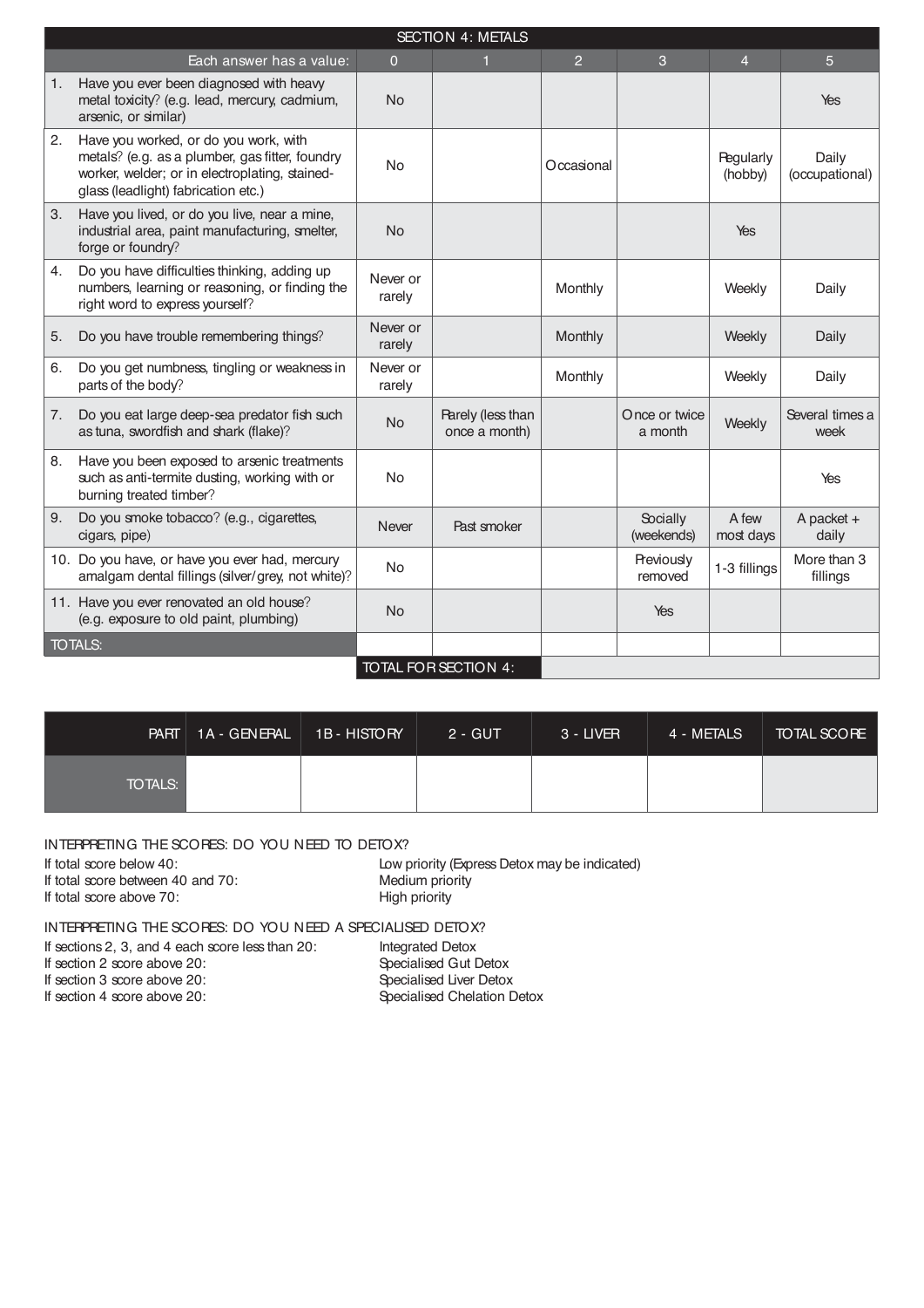| SECTION 4: METALS | | | | | | |
|---|---|---|---|---|---|---|
| Each answer has a value: | 0 | 1 | 2 | 3 | 4 | 5 |
| 1. Have you ever been diagnosed with heavy metal toxicity? (e.g. lead, mercury, cadmium, arsenic, or similar) | No | | | | | Yes |
| 2. Have you worked, or do you work, with metals? (e.g. as a plumber, gas fitter, foundry worker, welder; or in electroplating, stained-glass (leadlight) fabrication etc.) | No | | Occasional | | Regularly (hobby) | Daily (occupational) |
| 3. Have you lived, or do you live, near a mine, industrial area, paint manufacturing, smelter, forge or foundry? | No | | | | Yes | |
| 4. Do you have difficulties thinking, adding up numbers, learning or reasoning, or finding the right word to express yourself? | Never or rarely | | Monthly | | Weekly | Daily |
| 5. Do you have trouble remembering things? | Never or rarely | | Monthly | | Weekly | Daily |
| 6. Do you get numbness, tingling or weakness in parts of the body? | Never or rarely | | Monthly | | Weekly | Daily |
| 7. Do you eat large deep-sea predator fish such as tuna, swordfish and shark (flake)? | No | Rarely (less than once a month) | | Once or twice a month | Weekly | Several times a week |
| 8. Have you been exposed to arsenic treatments such as anti-termite dusting, working with or burning treated timber? | No | | | | | Yes |
| 9. Do you smoke tobacco? (e.g., cigarettes, cigars, pipe) | Never | Past smoker | | Socially (weekends) | A few most days | A packet + daily |
| 10. Do you have, or have you ever had, mercury amalgam dental fillings (silver/grey, not white)? | No | | | Previously removed | 1-3 fillings | More than 3 fillings |
| 11. Have you ever renovated an old house? (e.g. exposure to old paint, plumbing) | No | | | Yes | | |
| TOTALS: | | | | | | |
| | TOTAL FOR SECTION 4: | | | | | |

| PART | 1A - GENERAL | 1B - HISTORY | 2 - GUT | 3 - LIVER | 4 - METALS | TOTAL SCORE |
|---|---|---|---|---|---|---|
| TOTALS: | | | | | | |

INTERPRETING THE SCORES: DO YOU NEED TO DETOX?

| | |
|---|---|
| If total score below 40: | Low priority (Express Detox may be indicated) |
| If total score between 40 and 70: | Medium priority |
| If total score above 70: | High priority |

INTERPRETING THE SCORES: DO YOU NEED A SPECIALISED DETOX?

| | |
|---|---|
| If sections 2, 3, and 4 each score less than 20: | Integrated Detox |
| If section 2 score above 20: | Specialised Gut Detox |
| If section 3 score above 20: | Specialised Liver Detox |
| If section 4 score above 20: | Specialised Chelation Detox |